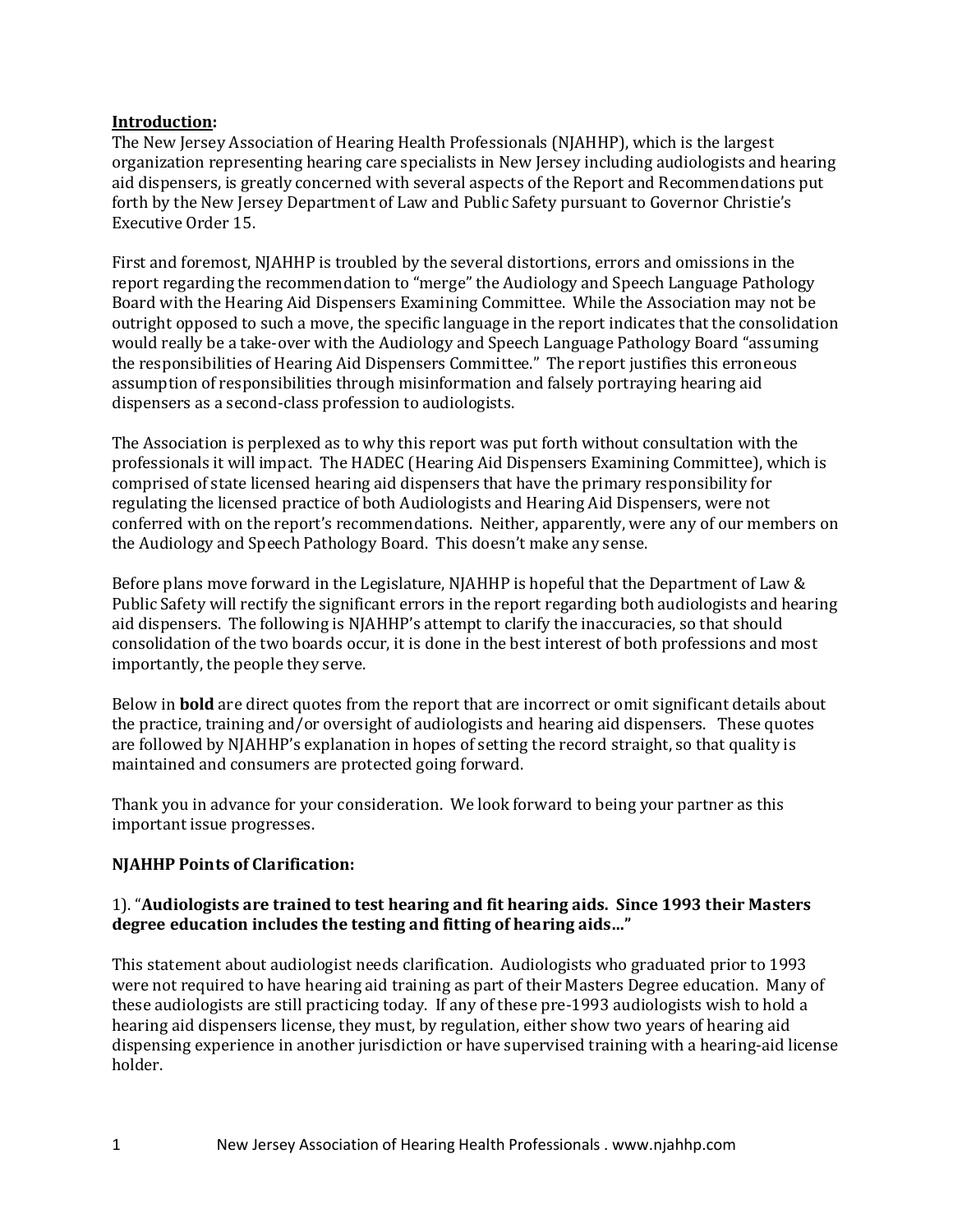**<u>Introduction</u>:**

The New Jersey Association of Hearing Health Professionals (NJAHHP), which is the largest organization representing hearing care specialists in New Jersey including audiologists and hearing aid dispensers, is greatly concerned with several aspects of the Report and Recommendations put forth by the New Jersey Department of Law and Public Safety pursuant to Governor Christie's Executive Order 15.

First and foremost, NJAHHP is troubled by the several distortions, errors and omissions in the report regarding the recommendation to "merge" the Audiology and Speech Language Pathology Board with the Hearing Aid Dispensers Examining Committee. While the Association may not be outright opposed to such a move, the specific language in the report indicates that the consolidation would really be a take-over with the Audiology and Speech Language Pathology Board "assuming the responsibilities of Hearing Aid Dispensers Committee." The report justifies this erroneous assumption of responsibilities through misinformation and falsely portraying hearing aid dispensers as a second-class profession to audiologists.

The Association is perplexed as to why this report was put forth without consultation with the professionals it will impact. The HADEC (Hearing Aid Dispensers Examining Committee), which is comprised of state licensed hearing aid dispensers that have the primary responsibility for regulating the licensed practice of both Audiologists and Hearing Aid Dispensers, were not conferred with on the report's recommendations. Neither, apparently, were any of our members on the Audiology and Speech Pathology Board. This doesn't make any sense.

Before plans move forward in the Legislature, NJAHHP is hopeful that the Department of Law & Public Safety will rectify the significant errors in the report regarding both audiologists and hearing aid dispensers. The following is NJAHHP's attempt to clarify the inaccuracies, so that should consolidation of the two boards occur, it is done in the best interest of both professions and most importantly, the people they serve.

Below in **bold** are direct quotes from the report that are incorrect or omit significant details about the practice, training and/or oversight of audiologists and hearing aid dispensers. These quotes are followed by NJAHHP's explanation in hopes of setting the record straight, so that quality is maintained and consumers are protected going forward.

Thank you in advance for your consideration. We look forward to being your partner as this important issue progresses.

**NJAHHP Points of Clarification:**

1). "**Audiologists are trained to test hearing and fit hearing aids. Since 1993 their Masters degree education includes the testing and fitting of hearing aids…"**

This statement about audiologist needs clarification. Audiologists who graduated prior to 1993 were not required to have hearing aid training as part of their Masters Degree education. Many of these audiologists are still practicing today. If any of these pre-1993 audiologists wish to hold a hearing aid dispensers license, they must, by regulation, either show two years of hearing aid dispensing experience in another jurisdiction or have supervised training with a hearing-aid license holder.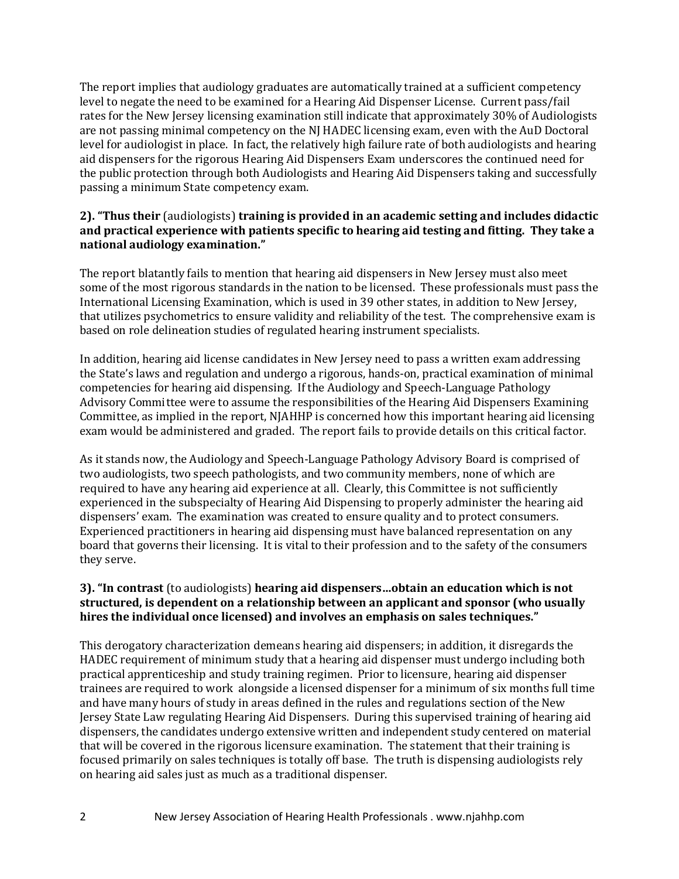The report implies that audiology graduates are automatically trained at a sufficient competency level to negate the need to be examined for a Hearing Aid Dispenser License. Current pass/fail rates for the New Jersey licensing examination still indicate that approximately 30% of Audiologists are not passing minimal competency on the NJ HADEC licensing exam, even with the AuD Doctoral level for audiologist in place. In fact, the relatively high failure rate of both audiologists and hearing aid dispensers for the rigorous Hearing Aid Dispensers Exam underscores the continued need for the public protection through both Audiologists and Hearing Aid Dispensers taking and successfully passing a minimum State competency exam.

**2). "Thus their** (audiologists) **training is provided in an academic setting and includes didactic and practical experience with patients specific to hearing aid testing and fitting. They take a national audiology examination."**

The report blatantly fails to mention that hearing aid dispensers in New Jersey must also meet some of the most rigorous standards in the nation to be licensed. These professionals must pass the International Licensing Examination, which is used in 39 other states, in addition to New Jersey, that utilizes psychometrics to ensure validity and reliability of the test. The comprehensive exam is based on role delineation studies of regulated hearing instrument specialists.

In addition, hearing aid license candidates in New Jersey need to pass a written exam addressing the State's laws and regulation and undergo a rigorous, hands-on, practical examination of minimal competencies for hearing aid dispensing. If the Audiology and Speech-Language Pathology Advisory Committee were to assume the responsibilities of the Hearing Aid Dispensers Examining Committee, as implied in the report, NJAHHP is concerned how this important hearing aid licensing exam would be administered and graded. The report fails to provide details on this critical factor.

As it stands now, the Audiology and Speech-Language Pathology Advisory Board is comprised of two audiologists, two speech pathologists, and two community members, none of which are required to have any hearing aid experience at all. Clearly, this Committee is not sufficiently experienced in the subspecialty of Hearing Aid Dispensing to properly administer the hearing aid dispensers' exam. The examination was created to ensure quality and to protect consumers. Experienced practitioners in hearing aid dispensing must have balanced representation on any board that governs their licensing. It is vital to their profession and to the safety of the consumers they serve.

**3). "In contrast** (to audiologists) **hearing aid dispensers…obtain an education which is not structured, is dependent on a relationship between an applicant and sponsor (who usually hires the individual once licensed) and involves an emphasis on sales techniques."**

This derogatory characterization demeans hearing aid dispensers; in addition, it disregards the HADEC requirement of minimum study that a hearing aid dispenser must undergo including both practical apprenticeship and study training regimen. Prior to licensure, hearing aid dispenser trainees are required to work alongside a licensed dispenser for a minimum of six months full time and have many hours of study in areas defined in the rules and regulations section of the New Jersey State Law regulating Hearing Aid Dispensers. During this supervised training of hearing aid dispensers, the candidates undergo extensive written and independent study centered on material that will be covered in the rigorous licensure examination. The statement that their training is focused primarily on sales techniques is totally off base. The truth is dispensing audiologists rely on hearing aid sales just as much as a traditional dispenser.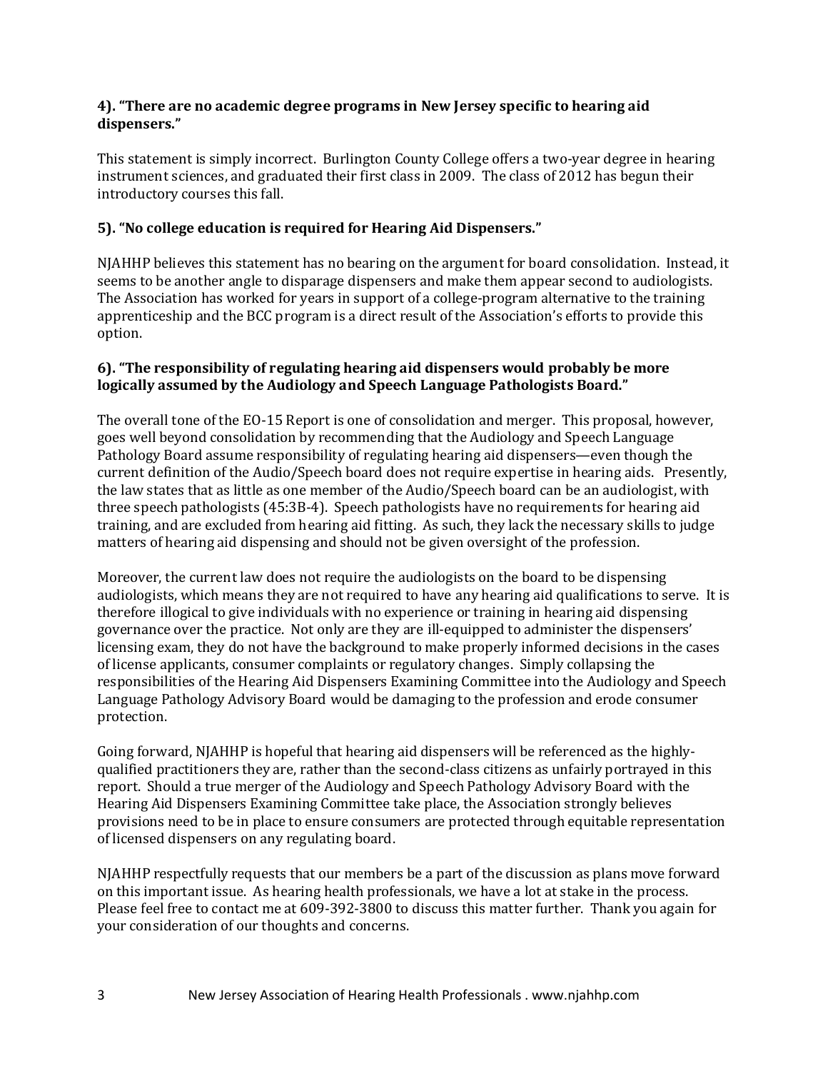**4). "There are no academic degree programs in New Jersey specific to hearing aid dispensers."**

This statement is simply incorrect. Burlington County College offers a two-year degree in hearing instrument sciences, and graduated their first class in 2009. The class of 2012 has begun their introductory courses this fall.

**5). "No college education is required for Hearing Aid Dispensers."**

NJAHHP believes this statement has no bearing on the argument for board consolidation. Instead, it seems to be another angle to disparage dispensers and make them appear second to audiologists. The Association has worked for years in support of a college-program alternative to the training apprenticeship and the BCC program is a direct result of the Association's efforts to provide this option.

**6). "The responsibility of regulating hearing aid dispensers would probably be more logically assumed by the Audiology and Speech Language Pathologists Board."**

The overall tone of the EO-15 Report is one of consolidation and merger. This proposal, however, goes well beyond consolidation by recommending that the Audiology and Speech Language Pathology Board assume responsibility of regulating hearing aid dispensers—even though the current definition of the Audio/Speech board does not require expertise in hearing aids. Presently, the law states that as little as one member of the Audio/Speech board can be an audiologist, with three speech pathologists (45:3B-4). Speech pathologists have no requirements for hearing aid training, and are excluded from hearing aid fitting. As such, they lack the necessary skills to judge matters of hearing aid dispensing and should not be given oversight of the profession.

Moreover, the current law does not require the audiologists on the board to be dispensing audiologists, which means they are not required to have any hearing aid qualifications to serve. It is therefore illogical to give individuals with no experience or training in hearing aid dispensing governance over the practice. Not only are they are ill-equipped to administer the dispensers' licensing exam, they do not have the background to make properly informed decisions in the cases of license applicants, consumer complaints or regulatory changes. Simply collapsing the responsibilities of the Hearing Aid Dispensers Examining Committee into the Audiology and Speech Language Pathology Advisory Board would be damaging to the profession and erode consumer protection.

Going forward, NJAHHP is hopeful that hearing aid dispensers will be referenced as the highly-qualified practitioners they are, rather than the second-class citizens as unfairly portrayed in this report. Should a true merger of the Audiology and Speech Pathology Advisory Board with the Hearing Aid Dispensers Examining Committee take place, the Association strongly believes provisions need to be in place to ensure consumers are protected through equitable representation of licensed dispensers on any regulating board.

NJAHHP respectfully requests that our members be a part of the discussion as plans move forward on this important issue. As hearing health professionals, we have a lot at stake in the process. Please feel free to contact me at 609-392-3800 to discuss this matter further. Thank you again for your consideration of our thoughts and concerns.